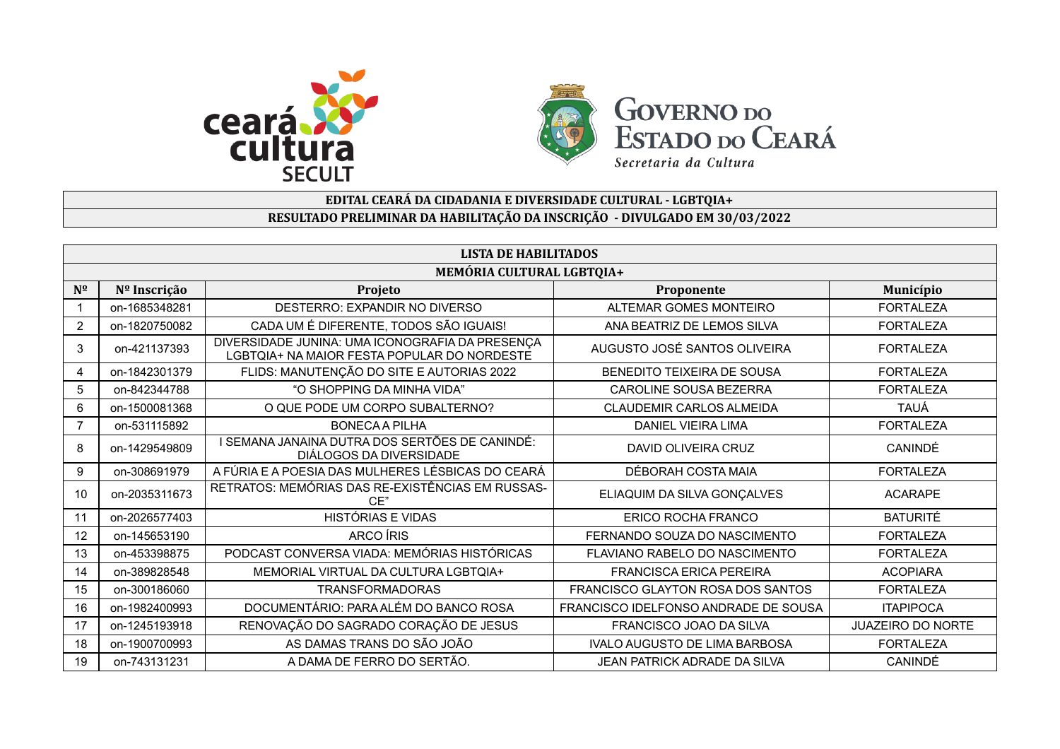ceará cultura SECULT

GOVERNO DO ESTADO DO CEARÁ
*Secretaria da Cultura*

**EDITAL CEARÁ DA CIDADANIA E DIVERSIDADE CULTURAL - LGBTQIA+**

**RESULTADO PRELIMINAR DA HABILITAÇÃO DA INSCRIÇÃO - DIVULGADO EM 30/03/2022**

**LISTA DE HABILITADOS**

**MEMÓRIA CULTURAL LGBTQIA+**

| Nº | Nº Inscrição | Projeto | Proponente | Município |
|---|---|---|---|---|
| 1 | on-1685348281 | DESTERRO: EXPANDIR NO DIVERSO | ALTEMAR GOMES MONTEIRO | FORTALEZA |
| 2 | on-1820750082 | CADA UM É DIFERENTE, TODOS SÃO IGUAIS! | ANA BEATRIZ DE LEMOS SILVA | FORTALEZA |
| 3 | on-421137393 | DIVERSIDADE JUNINA: UMA ICONOGRAFIA DA PRESENÇA LGBTQIA+ NA MAIOR FESTA POPULAR DO NORDESTE | AUGUSTO JOSÉ SANTOS OLIVEIRA | FORTALEZA |
| 4 | on-1842301379 | FLIDS: MANUTENÇÃO DO SITE E AUTORIAS 2022 | BENEDITO TEIXEIRA DE SOUSA | FORTALEZA |
| 5 | on-842344788 | "O SHOPPING DA MINHA VIDA" | CAROLINE SOUSA BEZERRA | FORTALEZA |
| 6 | on-1500081368 | O QUE PODE UM CORPO SUBALTERNO? | CLAUDEMIR CARLOS ALMEIDA | TAUÁ |
| 7 | on-531115892 | BONECA A PILHA | DANIEL VIEIRA LIMA | FORTALEZA |
| 8 | on-1429549809 | I SEMANA JANAINA DUTRA DOS SERTÕES DE CANINDÉ: DIÁLOGOS DA DIVERSIDADE | DAVID OLIVEIRA CRUZ | CANINDÉ |
| 9 | on-308691979 | A FÚRIA E A POESIA DAS MULHERES LÉSBICAS DO CEARÁ | DÉBORAH COSTA MAIA | FORTALEZA |
| 10 | on-2035311673 | RETRATOS: MEMÓRIAS DAS RE-EXISTÊNCIAS EM RUSSAS-CE" | ELIAQUIM DA SILVA GONÇALVES | ACARAPE |
| 11 | on-2026577403 | HISTÓRIAS E VIDAS | ERICO ROCHA FRANCO | BATURITÉ |
| 12 | on-145653190 | ARCO ÍRIS | FERNANDO SOUZA DO NASCIMENTO | FORTALEZA |
| 13 | on-453398875 | PODCAST CONVERSA VIADA: MEMÓRIAS HISTÓRICAS | FLAVIANO RABELO DO NASCIMENTO | FORTALEZA |
| 14 | on-389828548 | MEMORIAL VIRTUAL DA CULTURA LGBTQIA+ | FRANCISCA ERICA PEREIRA | ACOPIARA |
| 15 | on-300186060 | TRANSFORMADORAS | FRANCISCO GLAYTON ROSA DOS SANTOS | FORTALEZA |
| 16 | on-1982400993 | DOCUMENTÁRIO: PARA ALÉM DO BANCO ROSA | FRANCISCO IDELFONSO ANDRADE DE SOUSA | ITAPIPOCA |
| 17 | on-1245193918 | RENOVAÇÃO DO SAGRADO CORAÇÃO DE JESUS | FRANCISCO JOAO DA SILVA | JUAZEIRO DO NORTE |
| 18 | on-1900700993 | AS DAMAS TRANS DO SÃO JOÃO | IVALO AUGUSTO DE LIMA BARBOSA | FORTALEZA |
| 19 | on-743131231 | A DAMA DE FERRO DO SERTÃO. | JEAN PATRICK ADRADE DA SILVA | CANINDÉ |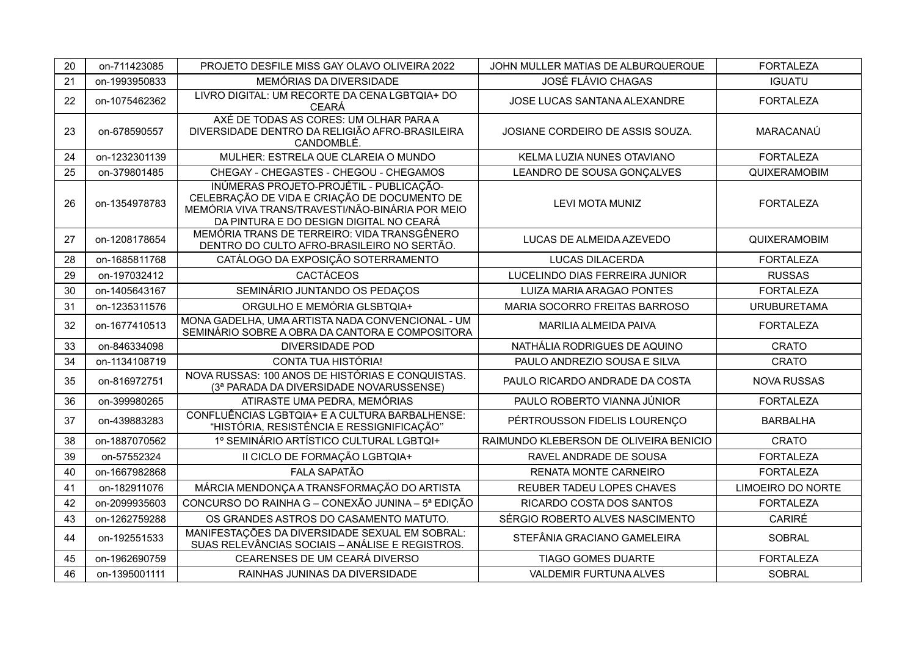| | | | | |
|---|---|---|---|---|
| 20 | on-711423085 | PROJETO DESFILE MISS GAY OLAVO OLIVEIRA 2022 | JOHN MULLER MATIAS DE ALBURQUERQUE | FORTALEZA |
| 21 | on-1993950833 | MEMÓRIAS DA DIVERSIDADE | JOSÉ FLÁVIO CHAGAS | IGUATU |
| 22 | on-1075462362 | LIVRO DIGITAL: UM RECORTE DA CENA LGBTQIA+ DO CEARÁ | JOSE LUCAS SANTANA ALEXANDRE | FORTALEZA |
| 23 | on-678590557 | AXÉ DE TODAS AS CORES: UM OLHAR PARA A DIVERSIDADE DENTRO DA RELIGIÃO AFRO-BRASILEIRA CANDOMBLÉ. | JOSIANE CORDEIRO DE ASSIS SOUZA. | MARACANAÚ |
| 24 | on-1232301139 | MULHER: ESTRELA QUE CLAREIA O MUNDO | KELMA LUZIA NUNES OTAVIANO | FORTALEZA |
| 25 | on-379801485 | CHEGAY - CHEGASTES - CHEGOU - CHEGAMOS | LEANDRO DE SOUSA GONÇALVES | QUIXERAMOBIM |
| 26 | on-1354978783 | INÚMERAS PROJETO-PROJÉTIL - PUBLICAÇÃO-CELEBRAÇÃO DE VIDA E CRIAÇÃO DE DOCUMENTO DE MEMÓRIA VIVA TRANS/TRAVESTI/NÃO-BINÁRIA POR MEIO DA PINTURA E DO DESIGN DIGITAL NO CEARÁ | LEVI MOTA MUNIZ | FORTALEZA |
| 27 | on-1208178654 | MEMÓRIA TRANS DE TERREIRO: VIDA TRANSGÊNERO DENTRO DO CULTO AFRO-BRASILEIRO NO SERTÃO. | LUCAS DE ALMEIDA AZEVEDO | QUIXERAMOBIM |
| 28 | on-1685811768 | CATÁLOGO DA EXPOSIÇÃO SOTERRAMENTO | LUCAS DILACERDA | FORTALEZA |
| 29 | on-197032412 | CACTÁCEOS | LUCELINDO DIAS FERREIRA JUNIOR | RUSSAS |
| 30 | on-1405643167 | SEMINÁRIO JUNTANDO OS PEDAÇOS | LUIZA MARIA ARAGAO PONTES | FORTALEZA |
| 31 | on-1235311576 | ORGULHO E MEMÓRIA GLSBTQIA+ | MARIA SOCORRO FREITAS BARROSO | URUBURETAMA |
| 32 | on-1677410513 | MONA GADELHA, UMA ARTISTA NADA CONVENCIONAL - UM SEMINÁRIO SOBRE A OBRA DA CANTORA E COMPOSITORA | MARILIA ALMEIDA PAIVA | FORTALEZA |
| 33 | on-846334098 | DIVERSIDADE POD | NATHÁLIA RODRIGUES DE AQUINO | CRATO |
| 34 | on-1134108719 | CONTA TUA HISTÓRIA! | PAULO ANDREZIO SOUSA E SILVA | CRATO |
| 35 | on-816972751 | NOVA RUSSAS: 100 ANOS DE HISTÓRIAS E CONQUISTAS. (3ª PARADA DA DIVERSIDADE NOVARUSSENSE) | PAULO RICARDO ANDRADE DA COSTA | NOVA RUSSAS |
| 36 | on-399980265 | ATIRASTE UMA PEDRA, MEMÓRIAS | PAULO ROBERTO VIANNA JÚNIOR | FORTALEZA |
| 37 | on-439883283 | CONFLUÊNCIAS LGBTQIA+ E A CULTURA BARBALHENSE: "HISTÓRIA, RESISTÊNCIA E RESSIGNIFICAÇÃO" | PÉRTROUSSON FIDELIS LOURENÇO | BARBALHA |
| 38 | on-1887070562 | 1º SEMINÁRIO ARTÍSTICO CULTURAL LGBTQI+ | RAIMUNDO KLEBERSON DE OLIVEIRA BENICIO | CRATO |
| 39 | on-57552324 | II CICLO DE FORMAÇÃO LGBTQIA+ | RAVEL ANDRADE DE SOUSA | FORTALEZA |
| 40 | on-1667982868 | FALA SAPATÃO | RENATA MONTE CARNEIRO | FORTALEZA |
| 41 | on-182911076 | MÁRCIA MENDONÇA A TRANSFORMAÇÃO DO ARTISTA | REUBER TADEU LOPES CHAVES | LIMOEIRO DO NORTE |
| 42 | on-2099935603 | CONCURSO DO RAINHA G – CONEXÃO JUNINA – 5ª EDIÇÃO | RICARDO COSTA DOS SANTOS | FORTALEZA |
| 43 | on-1262759288 | OS GRANDES ASTROS DO CASAMENTO MATUTO. | SÉRGIO ROBERTO ALVES NASCIMENTO | CARIRÉ |
| 44 | on-192551533 | MANIFESTAÇÕES DA DIVERSIDADE SEXUAL EM SOBRAL: SUAS RELEVÂNCIAS SOCIAIS – ANÁLISE E REGISTROS. | STEFÂNIA GRACIANO GAMELEIRA | SOBRAL |
| 45 | on-1962690759 | CEARENSES DE UM CEARÁ DIVERSO | TIAGO GOMES DUARTE | FORTALEZA |
| 46 | on-1395001111 | RAINHAS JUNINAS DA DIVERSIDADE | VALDEMIR FURTUNA ALVES | SOBRAL |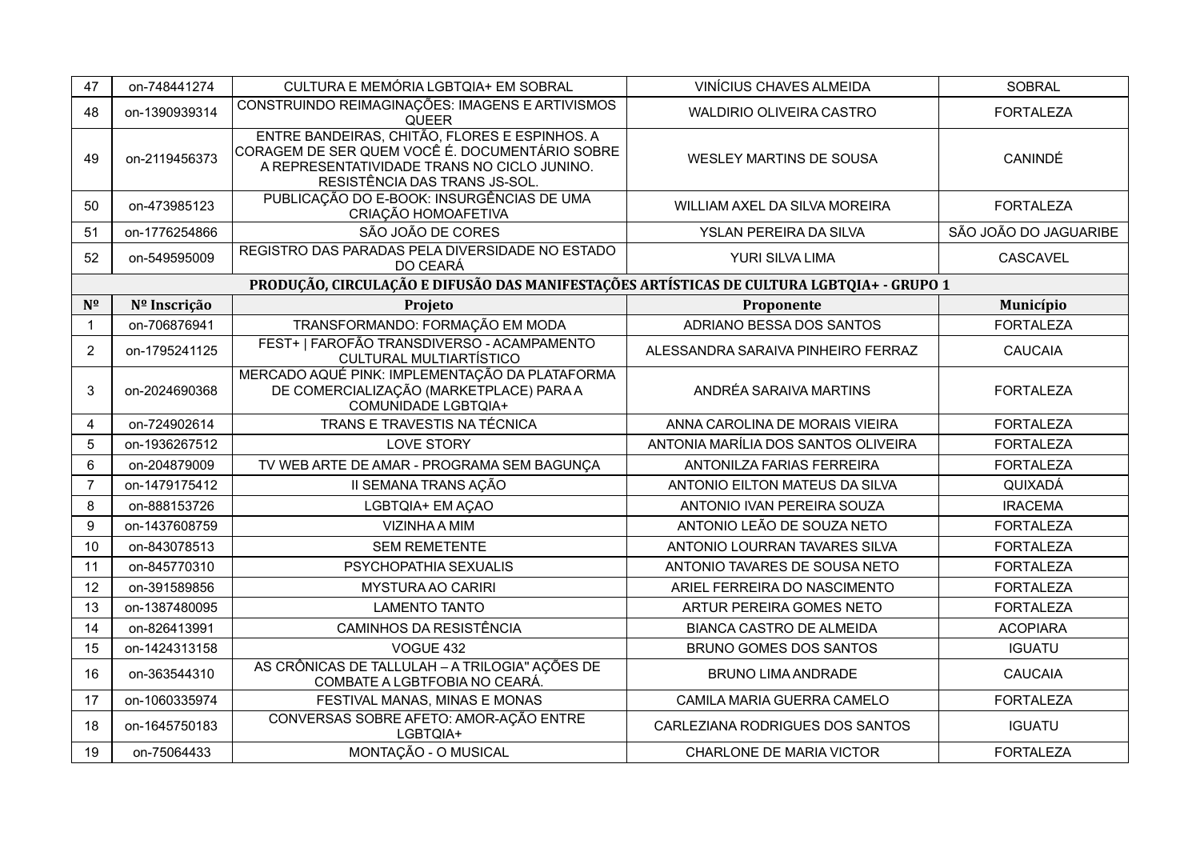| | | | | |
|---|---|---|---|---|
| 47 | on-748441274 | CULTURA E MEMÓRIA LGBTQIA+ EM SOBRAL | VINÍCIUS CHAVES ALMEIDA | SOBRAL |
| 48 | on-1390939314 | CONSTRUINDO REIMAGINAÇÕES: IMAGENS E ARTIVISMOS QUEER | WALDIRIO OLIVEIRA CASTRO | FORTALEZA |
| 49 | on-2119456373 | ENTRE BANDEIRAS, CHITÃO, FLORES E ESPINHOS. A CORAGEM DE SER QUEM VOCÊ É. DOCUMENTÁRIO SOBRE A REPRESENTATIVIDADE TRANS NO CICLO JUNINO. RESISTÊNCIA DAS TRANS JS-SOL. | WESLEY MARTINS DE SOUSA | CANINDÉ |
| 50 | on-473985123 | PUBLICAÇÃO DO E-BOOK: INSURGÊNCIAS DE UMA CRIAÇÃO HOMOAFETIVA | WILLIAM AXEL DA SILVA MOREIRA | FORTALEZA |
| 51 | on-1776254866 | SÃO JOÃO DE CORES | YSLAN PEREIRA DA SILVA | SÃO JOÃO DO JAGUARIBE |
| 52 | on-549595009 | REGISTRO DAS PARADAS PELA DIVERSIDADE NO ESTADO DO CEARÁ | YURI SILVA LIMA | CASCAVEL |

**PRODUÇÃO, CIRCULAÇÃO E DIFUSÃO DAS MANIFESTAÇÕES ARTÍSTICAS DE CULTURA LGBTQIA+ - GRUPO 1**

| Nº | Nº Inscrição | Projeto | Proponente | Município |
|---|---|---|---|---|
| 1 | on-706876941 | TRANSFORMANDO: FORMAÇÃO EM MODA | ADRIANO BESSA DOS SANTOS | FORTALEZA |
| 2 | on-1795241125 | FEST+ \| FAROFÃO TRANSDIVERSO - ACAMPAMENTO CULTURAL MULTIARTÍSTICO | ALESSANDRA SARAIVA PINHEIRO FERRAZ | CAUCAIA |
| 3 | on-2024690368 | MERCADO AQUÉ PINK: IMPLEMENTAÇÃO DA PLATAFORMA DE COMERCIALIZAÇÃO (MARKETPLACE) PARA A COMUNIDADE LGBTQIA+ | ANDRÉA SARAIVA MARTINS | FORTALEZA |
| 4 | on-724902614 | TRANS E TRAVESTIS NA TÉCNICA | ANNA CAROLINA DE MORAIS VIEIRA | FORTALEZA |
| 5 | on-1936267512 | LOVE STORY | ANTONIA MARÍLIA DOS SANTOS OLIVEIRA | FORTALEZA |
| 6 | on-204879009 | TV WEB ARTE DE AMAR - PROGRAMA SEM BAGUNÇA | ANTONILZA FARIAS FERREIRA | FORTALEZA |
| 7 | on-1479175412 | II SEMANA TRANS AÇÃO | ANTONIO EILTON MATEUS DA SILVA | QUIXADÁ |
| 8 | on-888153726 | LGBTQIA+ EM AÇAO | ANTONIO IVAN PEREIRA SOUZA | IRACEMA |
| 9 | on-1437608759 | VIZINHA A MIM | ANTONIO LEÃO DE SOUZA NETO | FORTALEZA |
| 10 | on-843078513 | SEM REMETENTE | ANTONIO LOURRAN TAVARES SILVA | FORTALEZA |
| 11 | on-845770310 | PSYCHOPATHIA SEXUALIS | ANTONIO TAVARES DE SOUSA NETO | FORTALEZA |
| 12 | on-391589856 | MYSTURA AO CARIRI | ARIEL FERREIRA DO NASCIMENTO | FORTALEZA |
| 13 | on-1387480095 | LAMENTO TANTO | ARTUR PEREIRA GOMES NETO | FORTALEZA |
| 14 | on-826413991 | CAMINHOS DA RESISTÊNCIA | BIANCA CASTRO DE ALMEIDA | ACOPIARA |
| 15 | on-1424313158 | VOGUE 432 | BRUNO GOMES DOS SANTOS | IGUATU |
| 16 | on-363544310 | AS CRÔNICAS DE TALLULAH – A TRILOGIA" AÇÕES DE COMBATE A LGBTFOBIA NO CEARÁ. | BRUNO LIMA ANDRADE | CAUCAIA |
| 17 | on-1060335974 | FESTIVAL MANAS, MINAS E MONAS | CAMILA MARIA GUERRA CAMELO | FORTALEZA |
| 18 | on-1645750183 | CONVERSAS SOBRE AFETO: AMOR-AÇÃO ENTRE LGBTQIA+ | CARLEZIANA RODRIGUES DOS SANTOS | IGUATU |
| 19 | on-75064433 | MONTAÇÃO - O MUSICAL | CHARLONE DE MARIA VICTOR | FORTALEZA |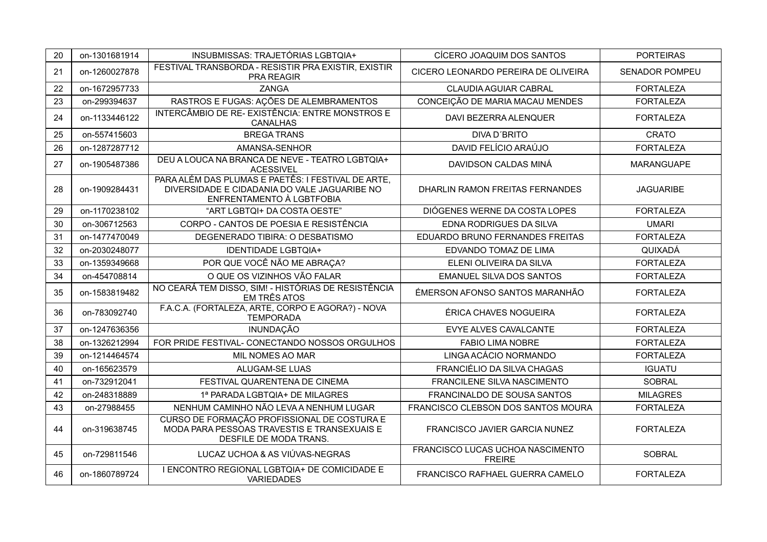| | | | | |
|---|---|---|---|---|
| 20 | on-1301681914 | INSUBMISSAS: TRAJETÓRIAS LGBTQIA+ | CÍCERO JOAQUIM DOS SANTOS | PORTEIRAS |
| 21 | on-1260027878 | FESTIVAL TRANSBORDA - RESISTIR PRA EXISTIR, EXISTIR PRA REAGIR | CICERO LEONARDO PEREIRA DE OLIVEIRA | SENADOR POMPEU |
| 22 | on-1672957733 | ZANGA | CLAUDIA AGUIAR CABRAL | FORTALEZA |
| 23 | on-299394637 | RASTROS E FUGAS: AÇÕES DE ALEMBRAMENTOS | CONCEIÇÃO DE MARIA MACAU MENDES | FORTALEZA |
| 24 | on-1133446122 | INTERCÂMBIO DE RE- EXISTÊNCIA: ENTRE MONSTROS E CANALHAS | DAVI BEZERRA ALENQUER | FORTALEZA |
| 25 | on-557415603 | BREGA TRANS | DIVA D´BRITO | CRATO |
| 26 | on-1287287712 | AMANSA-SENHOR | DAVID FELÍCIO ARAÚJO | FORTALEZA |
| 27 | on-1905487386 | DEU A LOUCA NA BRANCA DE NEVE - TEATRO LGBTQIA+ ACESSIVEL | DAVIDSON CALDAS MINÁ | MARANGUAPE |
| 28 | on-1909284431 | PARA ALÉM DAS PLUMAS E PAETÊS: I FESTIVAL DE ARTE, DIVERSIDADE E CIDADANIA DO VALE JAGUARIBE NO ENFRENTAMENTO À LGBTFOBIA | DHARLIN RAMON FREITAS FERNANDES | JAGUARIBE |
| 29 | on-1170238102 | "ART LGBTQI+ DA COSTA OESTE" | DIÓGENES WERNE DA COSTA LOPES | FORTALEZA |
| 30 | on-306712563 | CORPO - CANTOS DE POESIA E RESISTÊNCIA | EDNA RODRIGUES DA SILVA | UMARI |
| 31 | on-1477470049 | DEGENERADO TIBIRA: O DESBATISMO | EDUARDO BRUNO FERNANDES FREITAS | FORTALEZA |
| 32 | on-2030248077 | IDENTIDADE LGBTQIA+ | EDVANDO TOMAZ DE LIMA | QUIXADÁ |
| 33 | on-1359349668 | POR QUE VOCÊ NÃO ME ABRAÇA? | ELENI OLIVEIRA DA SILVA | FORTALEZA |
| 34 | on-454708814 | O QUE OS VIZINHOS VÃO FALAR | EMANUEL SILVA DOS SANTOS | FORTALEZA |
| 35 | on-1583819482 | NO CEARÁ TEM DISSO, SIM! - HISTÓRIAS DE RESISTÊNCIA EM TRÊS ATOS | ÉMERSON AFONSO SANTOS MARANHÃO | FORTALEZA |
| 36 | on-783092740 | F.A.C.A. (FORTALEZA, ARTE, CORPO E AGORA?) - NOVA TEMPORADA | ÉRICA CHAVES NOGUEIRA | FORTALEZA |
| 37 | on-1247636356 | INUNDAÇÃO | EVYE ALVES CAVALCANTE | FORTALEZA |
| 38 | on-1326212994 | FOR PRIDE FESTIVAL- CONECTANDO NOSSOS ORGULHOS | FABIO LIMA NOBRE | FORTALEZA |
| 39 | on-1214464574 | MIL NOMES AO MAR | LINGA ACÁCIO NORMANDO | FORTALEZA |
| 40 | on-165623579 | ALUGAM-SE LUAS | FRANCIÉLIO DA SILVA CHAGAS | IGUATU |
| 41 | on-732912041 | FESTIVAL QUARENTENA DE CINEMA | FRANCILENE SILVA NASCIMENTO | SOBRAL |
| 42 | on-248318889 | 1ª PARADA LGBTQIA+ DE MILAGRES | FRANCINALDO DE SOUSA SANTOS | MILAGRES |
| 43 | on-27988455 | NENHUM CAMINHO NÃO LEVA A NENHUM LUGAR | FRANCISCO CLEBSON DOS SANTOS MOURA | FORTALEZA |
| 44 | on-319638745 | CURSO DE FORMAÇÃO PROFISSIONAL DE COSTURA E MODA PARA PESSOAS TRAVESTIS E TRANSEXUAIS E DESFILE DE MODA TRANS. | FRANCISCO JAVIER GARCIA NUNEZ | FORTALEZA |
| 45 | on-729811546 | LUCAZ UCHOA & AS VIÚVAS-NEGRAS | FRANCISCO LUCAS UCHOA NASCIMENTO FREIRE | SOBRAL |
| 46 | on-1860789724 | I ENCONTRO REGIONAL LGBTQIA+ DE COMICIDADE E VARIEDADES | FRANCISCO RAFHAEL GUERRA CAMELO | FORTALEZA |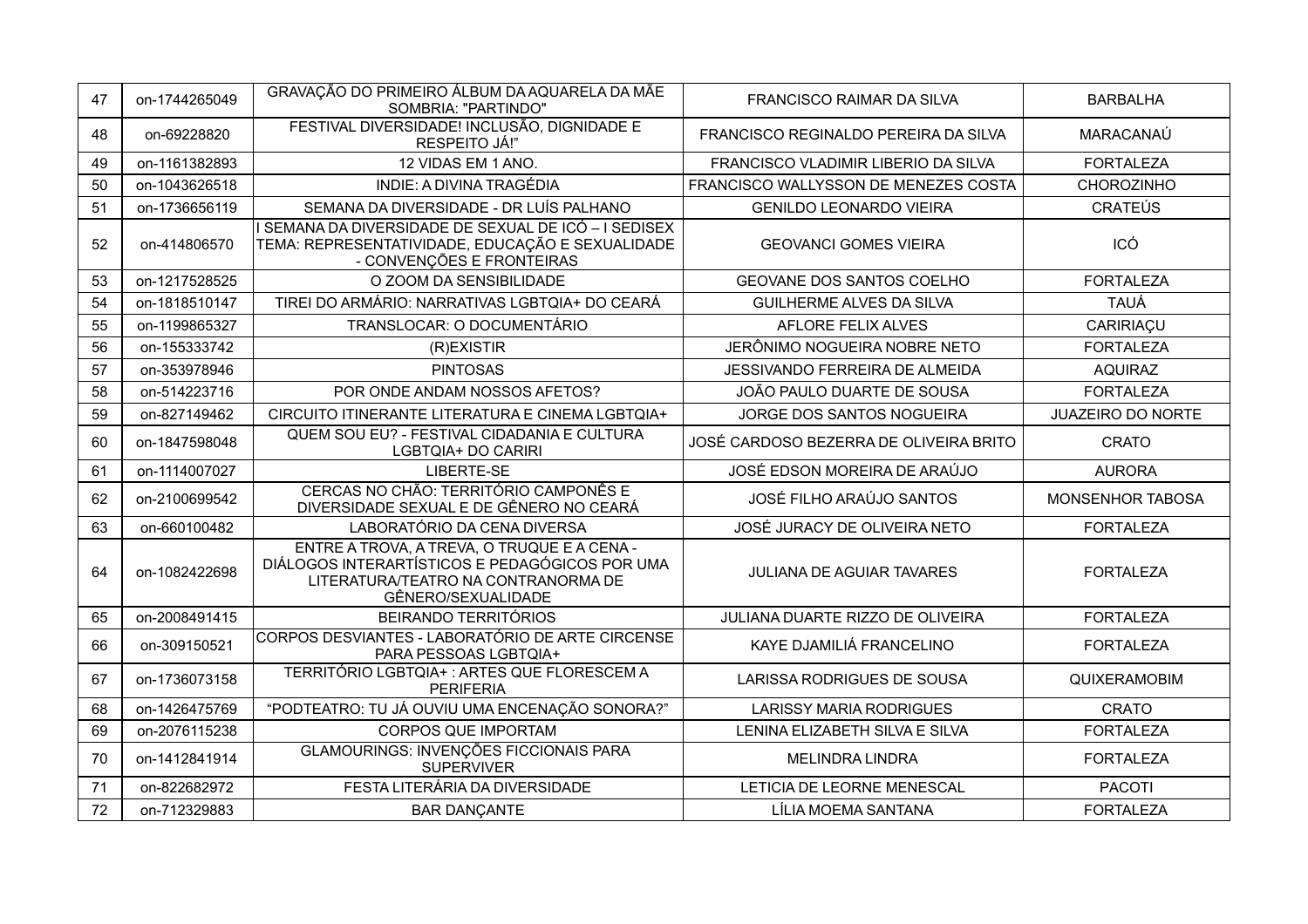| | | | | |
|---|---|---|---|---|
| 47 | on-1744265049 | GRAVAÇÃO DO PRIMEIRO ÁLBUM DA AQUARELA DA MÃE SOMBRIA: "PARTINDO" | FRANCISCO RAIMAR DA SILVA | BARBALHA |
| 48 | on-69228820 | FESTIVAL DIVERSIDADE! INCLUSÃO, DIGNIDADE E RESPEITO JÁ!" | FRANCISCO REGINALDO PEREIRA DA SILVA | MARACANAÚ |
| 49 | on-1161382893 | 12 VIDAS EM 1 ANO. | FRANCISCO VLADIMIR LIBERIO DA SILVA | FORTALEZA |
| 50 | on-1043626518 | INDIE: A DIVINA TRAGÉDIA | FRANCISCO WALLYSSON DE MENEZES COSTA | CHOROZINHO |
| 51 | on-1736656119 | SEMANA DA DIVERSIDADE - DR LUÍS PALHANO | GENILDO LEONARDO VIEIRA | CRATEÚS |
| 52 | on-414806570 | I SEMANA DA DIVERSIDADE DE SEXUAL DE ICÓ – I SEDISEX TEMA: REPRESENTATIVIDADE, EDUCAÇÃO E SEXUALIDADE - CONVENÇÕES E FRONTEIRAS | GEOVANCI GOMES VIEIRA | ICÓ |
| 53 | on-1217528525 | O ZOOM DA SENSIBILIDADE | GEOVANE DOS SANTOS COELHO | FORTALEZA |
| 54 | on-1818510147 | TIREI DO ARMÁRIO: NARRATIVAS LGBTQIA+ DO CEARÁ | GUILHERME ALVES DA SILVA | TAUÁ |
| 55 | on-1199865327 | TRANSLOCAR: O DOCUMENTÁRIO | AFLORE FELIX ALVES | CARIRIAÇU |
| 56 | on-155333742 | (R)EXISTIR | JERÔNIMO NOGUEIRA NOBRE NETO | FORTALEZA |
| 57 | on-353978946 | PINTOSAS | JESSIVANDO FERREIRA DE ALMEIDA | AQUIRAZ |
| 58 | on-514223716 | POR ONDE ANDAM NOSSOS AFETOS? | JOÃO PAULO DUARTE DE SOUSA | FORTALEZA |
| 59 | on-827149462 | CIRCUITO ITINERANTE LITERATURA E CINEMA LGBTQIA+ | JORGE DOS SANTOS NOGUEIRA | JUAZEIRO DO NORTE |
| 60 | on-1847598048 | QUEM SOU EU? - FESTIVAL CIDADANIA E CULTURA LGBTQIA+ DO CARIRI | JOSÉ CARDOSO BEZERRA DE OLIVEIRA BRITO | CRATO |
| 61 | on-1114007027 | LIBERTE-SE | JOSÉ EDSON MOREIRA DE ARAÚJO | AURORA |
| 62 | on-2100699542 | CERCAS NO CHÃO: TERRITÓRIO CAMPONÊS E DIVERSIDADE SEXUAL E DE GÊNERO NO CEARÁ | JOSÉ FILHO ARAÚJO SANTOS | MONSENHOR TABOSA |
| 63 | on-660100482 | LABORATÓRIO DA CENA DIVERSA | JOSÉ JURACY DE OLIVEIRA NETO | FORTALEZA |
| 64 | on-1082422698 | ENTRE A TROVA, A TREVA, O TRUQUE E A CENA - DIÁLOGOS INTERARTÍSTICOS E PEDAGÓGICOS POR UMA LITERATURA/TEATRO NA CONTRANORMA DE GÊNERO/SEXUALIDADE | JULIANA DE AGUIAR TAVARES | FORTALEZA |
| 65 | on-2008491415 | BEIRANDO TERRITÓRIOS | JULIANA DUARTE RIZZO DE OLIVEIRA | FORTALEZA |
| 66 | on-309150521 | CORPOS DESVIANTES - LABORATÓRIO DE ARTE CIRCENSE PARA PESSOAS LGBTQIA+ | KAYE DJAMILIÁ FRANCELINO | FORTALEZA |
| 67 | on-1736073158 | TERRITÓRIO LGBTQIA+ : ARTES QUE FLORESCEM A PERIFERIA | LARISSA RODRIGUES DE SOUSA | QUIXERAMOBIM |
| 68 | on-1426475769 | "PODTEATRO: TU JÁ OUVIU UMA ENCENAÇÃO SONORA?" | LARISSY MARIA RODRIGUES | CRATO |
| 69 | on-2076115238 | CORPOS QUE IMPORTAM | LENINA ELIZABETH SILVA E SILVA | FORTALEZA |
| 70 | on-1412841914 | GLAMOURINGS: INVENÇÕES FICCIONAIS PARA SUPERVIVER | MELINDRA LINDRA | FORTALEZA |
| 71 | on-822682972 | FESTA LITERÁRIA DA DIVERSIDADE | LETICIA DE LEORNE MENESCAL | PACOTI |
| 72 | on-712329883 | BAR DANÇANTE | LÍLIA MOEMA SANTANA | FORTALEZA |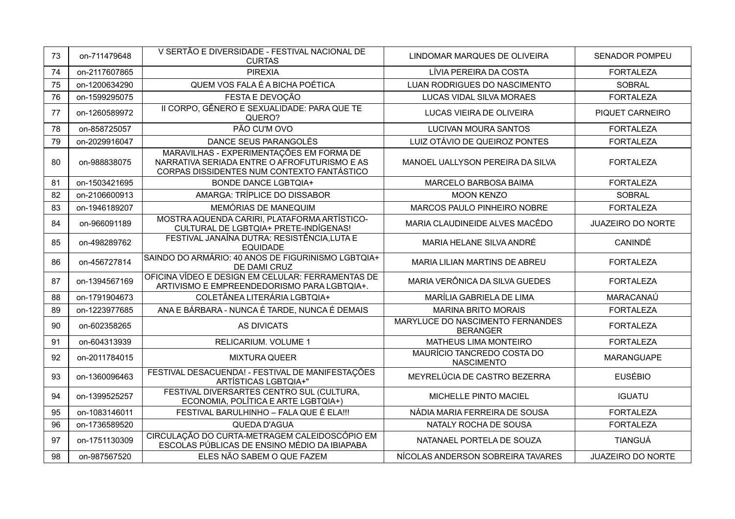| | | | | |
|---|---|---|---|---|
| 73 | on-711479648 | V SERTÃO E DIVERSIDADE - FESTIVAL NACIONAL DE CURTAS | LINDOMAR MARQUES DE OLIVEIRA | SENADOR POMPEU |
| 74 | on-2117607865 | PIREXIA | LÍVIA PEREIRA DA COSTA | FORTALEZA |
| 75 | on-1200634290 | QUEM VOS FALA É A BICHA POÉTICA | LUAN RODRIGUES DO NASCIMENTO | SOBRAL |
| 76 | on-1599295075 | FESTA E DEVOÇÃO | LUCAS VIDAL SILVA MORAES | FORTALEZA |
| 77 | on-1260589972 | II CORPO, GÊNERO E SEXUALIDADE: PARA QUE TE QUERO? | LUCAS VIEIRA DE OLIVEIRA | PIQUET CARNEIRO |
| 78 | on-858725057 | PÃO CU'M OVO | LUCIVAN MOURA SANTOS | FORTALEZA |
| 79 | on-2029916047 | DANCE SEUS PARANGOLÉS | LUIZ OTÁVIO DE QUEIROZ PONTES | FORTALEZA |
| 80 | on-988838075 | MARAVILHAS - EXPERIMENTAÇÕES EM FORMA DE NARRATIVA SERIADA ENTRE O AFROFUTURISMO E AS CORPAS DISSIDENTES NUM CONTEXTO FANTÁSTICO | MANOEL UALLYSON PEREIRA DA SILVA | FORTALEZA |
| 81 | on-1503421695 | BONDE DANCE LGBTQIA+ | MARCELO BARBOSA BAIMA | FORTALEZA |
| 82 | on-2106600913 | AMARGA: TRÍPLICE DO DISSABOR | MOON KENZO | SOBRAL |
| 83 | on-1946189207 | MEMÓRIAS DE MANEQUIM | MARCOS PAULO PINHEIRO NOBRE | FORTALEZA |
| 84 | on-966091189 | MOSTRA AQUENDA CARIRI, PLATAFORMA ARTÍSTICO-CULTURAL DE LGBTQIA+ PRETE-INDÍGENAS! | MARIA CLAUDINEIDE ALVES MACÊDO | JUAZEIRO DO NORTE |
| 85 | on-498289762 | FESTIVAL JANAÍNA DUTRA: RESISTÊNCIA,LUTA E EQUIDADE | MARIA HELANE SILVA ANDRÉ | CANINDÉ |
| 86 | on-456727814 | SAINDO DO ARMÁRIO: 40 ANOS DE FIGURINISMO LGBTQIA+ DE DAMI CRUZ | MARIA LILIAN MARTINS DE ABREU | FORTALEZA |
| 87 | on-1394567169 | OFICINA VÍDEO E DESIGN EM CELULAR: FERRAMENTAS DE ARTIVISMO E EMPREENDEDORISMO PARA LGBTQIA+. | MARIA VERÔNICA DA SILVA GUEDES | FORTALEZA |
| 88 | on-1791904673 | COLETÂNEA LITERÁRIA LGBTQIA+ | MARÍLIA GABRIELA DE LIMA | MARACANAÚ |
| 89 | on-1223977685 | ANA E BÁRBARA - NUNCA É TARDE, NUNCA É DEMAIS | MARINA BRITO MORAIS | FORTALEZA |
| 90 | on-602358265 | AS DIVICATS | MARYLUCE DO NASCIMENTO FERNANDES BERANGER | FORTALEZA |
| 91 | on-604313939 | RELICARIUM. VOLUME 1 | MATHEUS LIMA MONTEIRO | FORTALEZA |
| 92 | on-2011784015 | MIXTURA QUEER | MAURÍCIO TANCREDO COSTA DO NASCIMENTO | MARANGUAPE |
| 93 | on-1360096463 | FESTIVAL DESACUENDA! - FESTIVAL DE MANIFESTAÇÕES ARTÍSTICAS LGBTQIA+" | MEYRELÚCIA DE CASTRO BEZERRA | EUSÉBIO |
| 94 | on-1399525257 | FESTIVAL DIVERSARTES CENTRO SUL (CULTURA, ECONOMIA, POLÍTICA E ARTE LGBTQIA+) | MICHELLE PINTO MACIEL | IGUATU |
| 95 | on-1083146011 | FESTIVAL BARULHINHO – FALA QUE É ELA!!! | NÁDIA MARIA FERREIRA DE SOUSA | FORTALEZA |
| 96 | on-1736589520 | QUEDA D'AGUA | NATALY ROCHA DE SOUSA | FORTALEZA |
| 97 | on-1751130309 | CIRCULAÇÃO DO CURTA-METRAGEM CALEIDOSCÓPIO EM ESCOLAS PÚBLICAS DE ENSINO MÉDIO DA IBIAPABA | NATANAEL PORTELA DE SOUZA | TIANGUÁ |
| 98 | on-987567520 | ELES NÃO SABEM O QUE FAZEM | NÍCOLAS ANDERSON SOBREIRA TAVARES | JUAZEIRO DO NORTE |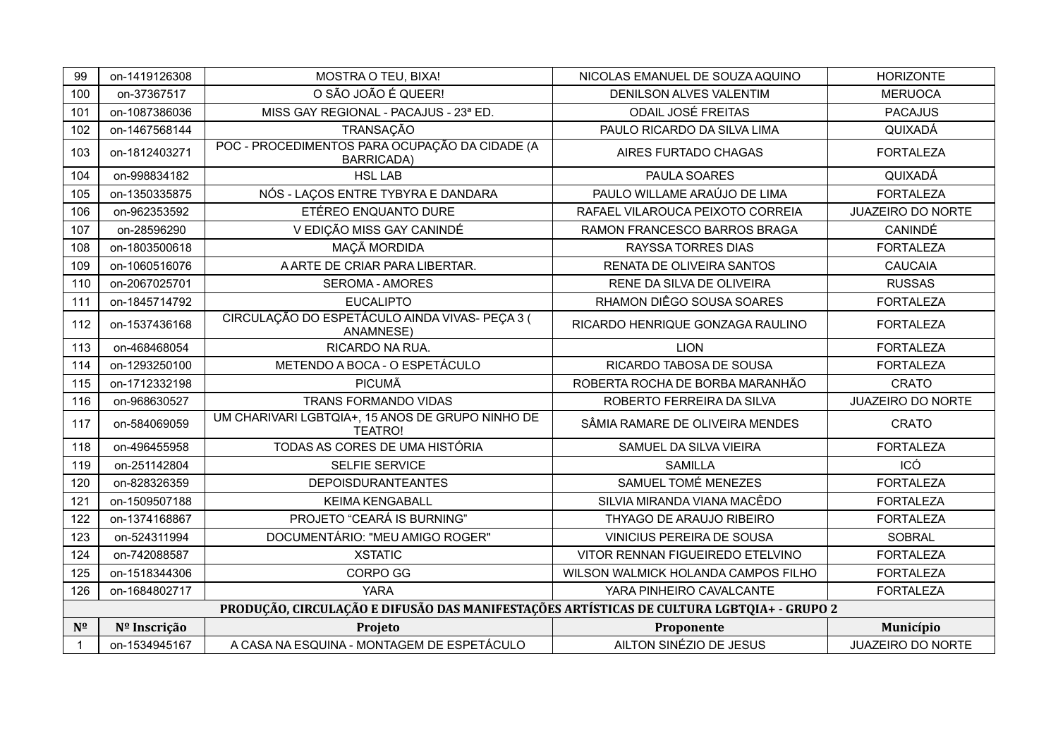| | | | | |
|---|---|---|---|---|
| 99 | on-1419126308 | MOSTRA O TEU, BIXA! | NICOLAS EMANUEL DE SOUZA AQUINO | HORIZONTE |
| 100 | on-37367517 | O SÃO JOÃO É QUEER! | DENILSON ALVES VALENTIM | MERUOCA |
| 101 | on-1087386036 | MISS GAY REGIONAL - PACAJUS - 23ª ED. | ODAIL JOSÉ FREITAS | PACAJUS |
| 102 | on-1467568144 | TRANSAÇÃO | PAULO RICARDO DA SILVA LIMA | QUIXADÁ |
| 103 | on-1812403271 | POC - PROCEDIMENTOS PARA OCUPAÇÃO DA CIDADE (A BARRICADA) | AIRES FURTADO CHAGAS | FORTALEZA |
| 104 | on-998834182 | HSL LAB | PAULA SOARES | QUIXADÁ |
| 105 | on-1350335875 | NÓS - LAÇOS ENTRE TYBYRA E DANDARA | PAULO WILLAME ARAÚJO DE LIMA | FORTALEZA |
| 106 | on-962353592 | ETÉREO ENQUANTO DURE | RAFAEL VILAROUCA PEIXOTO CORREIA | JUAZEIRO DO NORTE |
| 107 | on-28596290 | V EDIÇÃO MISS GAY CANINDÉ | RAMON FRANCESCO BARROS BRAGA | CANINDÉ |
| 108 | on-1803500618 | MAÇÃ MORDIDA | RAYSSA TORRES DIAS | FORTALEZA |
| 109 | on-1060516076 | A ARTE DE CRIAR PARA LIBERTAR. | RENATA DE OLIVEIRA SANTOS | CAUCAIA |
| 110 | on-2067025701 | SEROMA - AMORES | RENE DA SILVA DE OLIVEIRA | RUSSAS |
| 111 | on-1845714792 | EUCALIPTO | RHAMON DIÊGO SOUSA SOARES | FORTALEZA |
| 112 | on-1537436168 | CIRCULAÇÃO DO ESPETÁCULO AINDA VIVAS- PEÇA 3 ( ANAMNESE) | RICARDO HENRIQUE GONZAGA RAULINO | FORTALEZA |
| 113 | on-468468054 | RICARDO NA RUA. | LION | FORTALEZA |
| 114 | on-1293250100 | METENDO A BOCA - O ESPETÁCULO | RICARDO TABOSA DE SOUSA | FORTALEZA |
| 115 | on-1712332198 | PICUMÃ | ROBERTA ROCHA DE BORBA MARANHÃO | CRATO |
| 116 | on-968630527 | TRANS FORMANDO VIDAS | ROBERTO FERREIRA DA SILVA | JUAZEIRO DO NORTE |
| 117 | on-584069059 | UM CHARIVARI LGBTQIA+, 15 ANOS DE GRUPO NINHO DE TEATRO! | SÂMIA RAMARE DE OLIVEIRA MENDES | CRATO |
| 118 | on-496455958 | TODAS AS CORES DE UMA HISTÓRIA | SAMUEL DA SILVA VIEIRA | FORTALEZA |
| 119 | on-251142804 | SELFIE SERVICE | SAMILLA | ICÓ |
| 120 | on-828326359 | DEPOISDURANTEANTES | SAMUEL TOMÉ MENEZES | FORTALEZA |
| 121 | on-1509507188 | KEIMA KENGABALL | SILVIA MIRANDA VIANA MACÊDO | FORTALEZA |
| 122 | on-1374168867 | PROJETO "CEARÁ IS BURNING" | THYAGO DE ARAUJO RIBEIRO | FORTALEZA |
| 123 | on-524311994 | DOCUMENTÁRIO: "MEU AMIGO ROGER" | VINICIUS PEREIRA DE SOUSA | SOBRAL |
| 124 | on-742088587 | XSTATIC | VITOR RENNAN FIGUEIREDO ETELVINO | FORTALEZA |
| 125 | on-1518344306 | CORPO GG | WILSON WALMICK HOLANDA CAMPOS FILHO | FORTALEZA |
| 126 | on-1684802717 | YARA | YARA PINHEIRO CAVALCANTE | FORTALEZA |

**PRODUÇÃO, CIRCULAÇÃO E DIFUSÃO DAS MANIFESTAÇÕES ARTÍSTICAS DE CULTURA LGBTQIA+ - GRUPO 2**

| Nº | Nº Inscrição | Projeto | Proponente | Município |
|---|---|---|---|---|
| 1 | on-1534945167 | A CASA NA ESQUINA - MONTAGEM DE ESPETÁCULO | AILTON SINÉZIO DE JESUS | JUAZEIRO DO NORTE |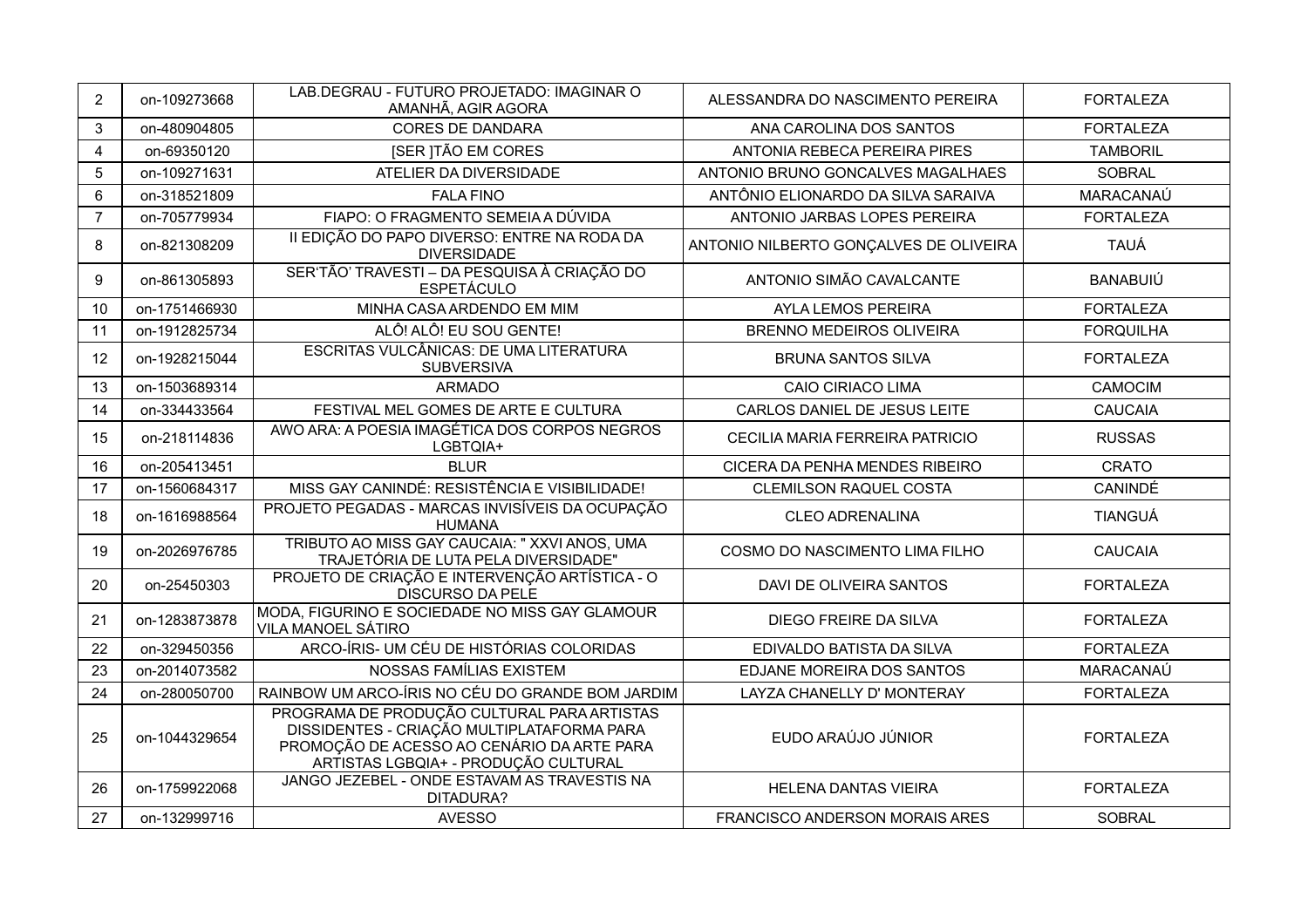| | | | | |
|---|---|---|---|---|
| 2 | on-109273668 | LAB.DEGRAU - FUTURO PROJETADO: IMAGINAR O AMANHÃ, AGIR AGORA | ALESSANDRA DO NASCIMENTO PEREIRA | FORTALEZA |
| 3 | on-480904805 | CORES DE DANDARA | ANA CAROLINA DOS SANTOS | FORTALEZA |
| 4 | on-69350120 | [SER ]TÃO EM CORES | ANTONIA REBECA PEREIRA PIRES | TAMBORIL |
| 5 | on-109271631 | ATELIER DA DIVERSIDADE | ANTONIO BRUNO GONCALVES MAGALHAES | SOBRAL |
| 6 | on-318521809 | FALA FINO | ANTÔNIO ELIONARDO DA SILVA SARAIVA | MARACANAÚ |
| 7 | on-705779934 | FIAPO: O FRAGMENTO SEMEIA A DÚVIDA | ANTONIO JARBAS LOPES PEREIRA | FORTALEZA |
| 8 | on-821308209 | II EDIÇÃO DO PAPO DIVERSO: ENTRE NA RODA DA DIVERSIDADE | ANTONIO NILBERTO GONÇALVES DE OLIVEIRA | TAUÁ |
| 9 | on-861305893 | SER'TÃO' TRAVESTI – DA PESQUISA À CRIAÇÃO DO ESPETÁCULO | ANTONIO SIMÃO CAVALCANTE | BANABUIÚ |
| 10 | on-1751466930 | MINHA CASA ARDENDO EM MIM | AYLA LEMOS PEREIRA | FORTALEZA |
| 11 | on-1912825734 | ALÔ! ALÔ! EU SOU GENTE! | BRENNO MEDEIROS OLIVEIRA | FORQUILHA |
| 12 | on-1928215044 | ESCRITAS VULCÂNICAS: DE UMA LITERATURA SUBVERSIVA | BRUNA SANTOS SILVA | FORTALEZA |
| 13 | on-1503689314 | ARMADO | CAIO CIRIACO LIMA | CAMOCIM |
| 14 | on-334433564 | FESTIVAL MEL GOMES DE ARTE E CULTURA | CARLOS DANIEL DE JESUS LEITE | CAUCAIA |
| 15 | on-218114836 | AWO ARA: A POESIA IMAGÉTICA DOS CORPOS NEGROS LGBTQIA+ | CECILIA MARIA FERREIRA PATRICIO | RUSSAS |
| 16 | on-205413451 | BLUR | CICERA DA PENHA MENDES RIBEIRO | CRATO |
| 17 | on-1560684317 | MISS GAY CANINDÉ: RESISTÊNCIA E VISIBILIDADE! | CLEMILSON RAQUEL COSTA | CANINDÉ |
| 18 | on-1616988564 | PROJETO PEGADAS - MARCAS INVISÍVEIS DA OCUPAÇÃO HUMANA | CLEO ADRENALINA | TIANGUÁ |
| 19 | on-2026976785 | TRIBUTO AO MISS GAY CAUCAIA: " XXVI ANOS, UMA TRAJETÓRIA DE LUTA PELA DIVERSIDADE" | COSMO DO NASCIMENTO LIMA FILHO | CAUCAIA |
| 20 | on-25450303 | PROJETO DE CRIAÇÃO E INTERVENÇÃO ARTÍSTICA - O DISCURSO DA PELE | DAVI DE OLIVEIRA SANTOS | FORTALEZA |
| 21 | on-1283873878 | MODA, FIGURINO E SOCIEDADE NO MISS GAY GLAMOUR VILA MANOEL SÁTIRO | DIEGO FREIRE DA SILVA | FORTALEZA |
| 22 | on-329450356 | ARCO-ÍRIS- UM CÉU DE HISTÓRIAS COLORIDAS | EDIVALDO BATISTA DA SILVA | FORTALEZA |
| 23 | on-2014073582 | NOSSAS FAMÍLIAS EXISTEM | EDJANE MOREIRA DOS SANTOS | MARACANAÚ |
| 24 | on-280050700 | RAINBOW UM ARCO-ÍRIS NO CÉU DO GRANDE BOM JARDIM | LAYZA CHANELLY D' MONTERAY | FORTALEZA |
| 25 | on-1044329654 | PROGRAMA DE PRODUÇÃO CULTURAL PARA ARTISTAS DISSIDENTES - CRIAÇÃO MULTIPLATAFORMA PARA PROMOÇÃO DE ACESSO AO CENÁRIO DA ARTE PARA ARTISTAS LGBQIA+ - PRODUÇÃO CULTURAL | EUDO ARAÚJO JÚNIOR | FORTALEZA |
| 26 | on-1759922068 | JANGO JEZEBEL - ONDE ESTAVAM AS TRAVESTIS NA DITADURA? | HELENA DANTAS VIEIRA | FORTALEZA |
| 27 | on-132999716 | AVESSO | FRANCISCO ANDERSON MORAIS ARES | SOBRAL |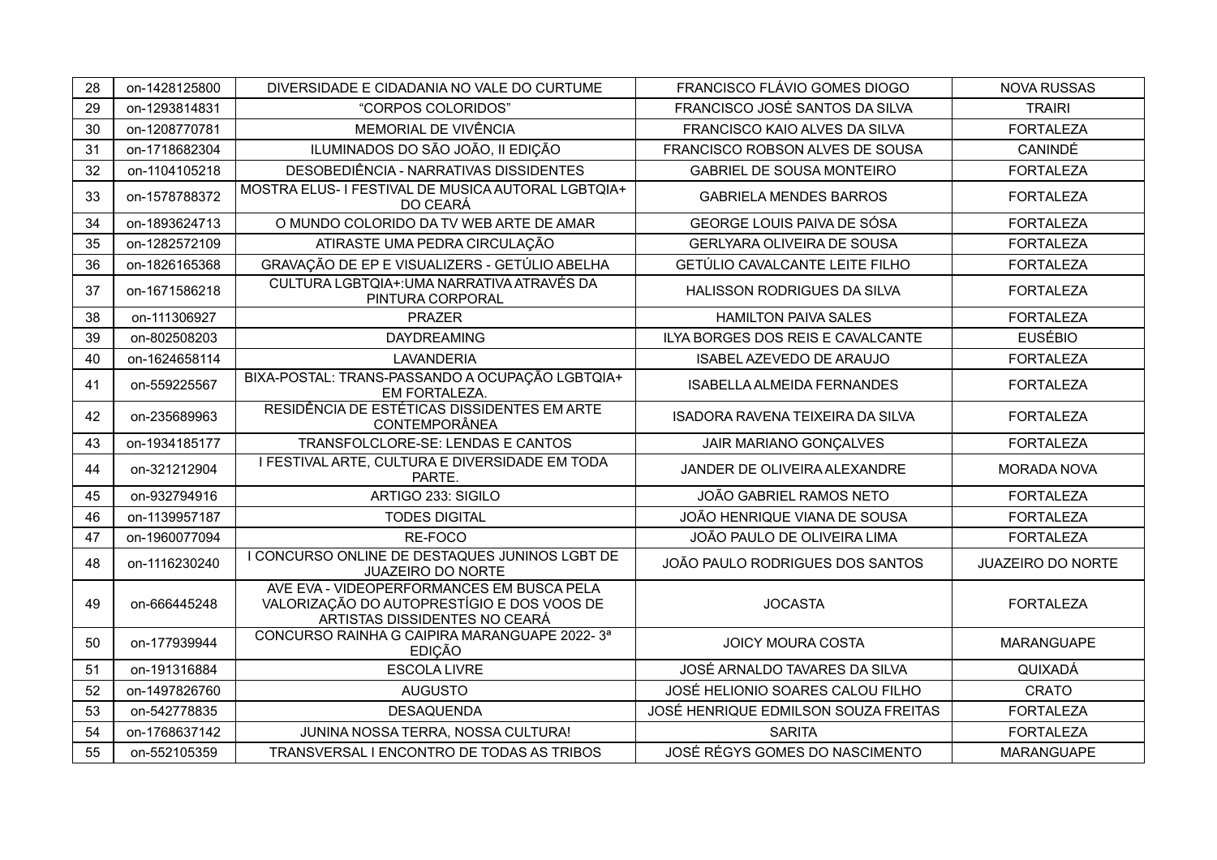| | | | | |
|---|---|---|---|---|
| 28 | on-1428125800 | DIVERSIDADE E CIDADANIA NO VALE DO CURTUME | FRANCISCO FLÁVIO GOMES DIOGO | NOVA RUSSAS |
| 29 | on-1293814831 | “CORPOS COLORIDOS” | FRANCISCO JOSÉ SANTOS DA SILVA | TRAIRI |
| 30 | on-1208770781 | MEMORIAL DE VIVÊNCIA | FRANCISCO KAIO ALVES DA SILVA | FORTALEZA |
| 31 | on-1718682304 | ILUMINADOS DO SÃO JOÃO, II EDIÇÃO | FRANCISCO ROBSON ALVES DE SOUSA | CANINDÉ |
| 32 | on-1104105218 | DESOBEDIÊNCIA - NARRATIVAS DISSIDENTES | GABRIEL DE SOUSA MONTEIRO | FORTALEZA |
| 33 | on-1578788372 | MOSTRA ELUS- I FESTIVAL DE MUSICA AUTORAL LGBTQIA+ DO CEARÁ | GABRIELA MENDES BARROS | FORTALEZA |
| 34 | on-1893624713 | O MUNDO COLORIDO DA TV WEB ARTE DE AMAR | GEORGE LOUIS PAIVA DE SÓSA | FORTALEZA |
| 35 | on-1282572109 | ATIRASTE UMA PEDRA CIRCULAÇÃO | GERLYARA OLIVEIRA DE SOUSA | FORTALEZA |
| 36 | on-1826165368 | GRAVAÇÃO DE EP E VISUALIZERS - GETÚLIO ABELHA | GETÚLIO CAVALCANTE LEITE FILHO | FORTALEZA |
| 37 | on-1671586218 | CULTURA LGBTQIA+:UMA NARRATIVA ATRAVÉS DA PINTURA CORPORAL | HALISSON RODRIGUES DA SILVA | FORTALEZA |
| 38 | on-111306927 | PRAZER | HAMILTON PAIVA SALES | FORTALEZA |
| 39 | on-802508203 | DAYDREAMING | ILYA BORGES DOS REIS E CAVALCANTE | EUSÉBIO |
| 40 | on-1624658114 | LAVANDERIA | ISABEL AZEVEDO DE ARAUJO | FORTALEZA |
| 41 | on-559225567 | BIXA-POSTAL: TRANS-PASSANDO A OCUPAÇÃO LGBTQIA+ EM FORTALEZA. | ISABELLA ALMEIDA FERNANDES | FORTALEZA |
| 42 | on-235689963 | RESIDÊNCIA DE ESTÉTICAS DISSIDENTES EM ARTE CONTEMPORÂNEA | ISADORA RAVENA TEIXEIRA DA SILVA | FORTALEZA |
| 43 | on-1934185177 | TRANSFOLCLORE-SE: LENDAS E CANTOS | JAIR MARIANO GONÇALVES | FORTALEZA |
| 44 | on-321212904 | I FESTIVAL ARTE, CULTURA E DIVERSIDADE EM TODA PARTE. | JANDER DE OLIVEIRA ALEXANDRE | MORADA NOVA |
| 45 | on-932794916 | ARTIGO 233: SIGILO | JOÃO GABRIEL RAMOS NETO | FORTALEZA |
| 46 | on-1139957187 | TODES DIGITAL | JOÃO HENRIQUE VIANA DE SOUSA | FORTALEZA |
| 47 | on-1960077094 | RE-FOCO | JOÃO PAULO DE OLIVEIRA LIMA | FORTALEZA |
| 48 | on-1116230240 | I CONCURSO ONLINE DE DESTAQUES JUNINOS LGBT DE JUAZEIRO DO NORTE | JOÃO PAULO RODRIGUES DOS SANTOS | JUAZEIRO DO NORTE |
| 49 | on-666445248 | AVE EVA - VIDEOPERFORMANCES EM BUSCA PELA VALORIZAÇÃO DO AUTOPRESTÍGIO E DOS VOOS DE ARTISTAS DISSIDENTES NO CEARÁ | JOCASTA | FORTALEZA |
| 50 | on-177939944 | CONCURSO RAINHA G CAIPIRA MARANGUAPE 2022- 3ª EDIÇÃO | JOICY MOURA COSTA | MARANGUAPE |
| 51 | on-191316884 | ESCOLA LIVRE | JOSÉ ARNALDO TAVARES DA SILVA | QUIXADÁ |
| 52 | on-1497826760 | AUGUSTO | JOSÉ HELIONIO SOARES CALOU FILHO | CRATO |
| 53 | on-542778835 | DESAQUENDA | JOSÉ HENRIQUE EDMILSON SOUZA FREITAS | FORTALEZA |
| 54 | on-1768637142 | JUNINA NOSSA TERRA, NOSSA CULTURA! | SARITA | FORTALEZA |
| 55 | on-552105359 | TRANSVERSAL I ENCONTRO DE TODAS AS TRIBOS | JOSÉ RÉGYS GOMES DO NASCIMENTO | MARANGUAPE |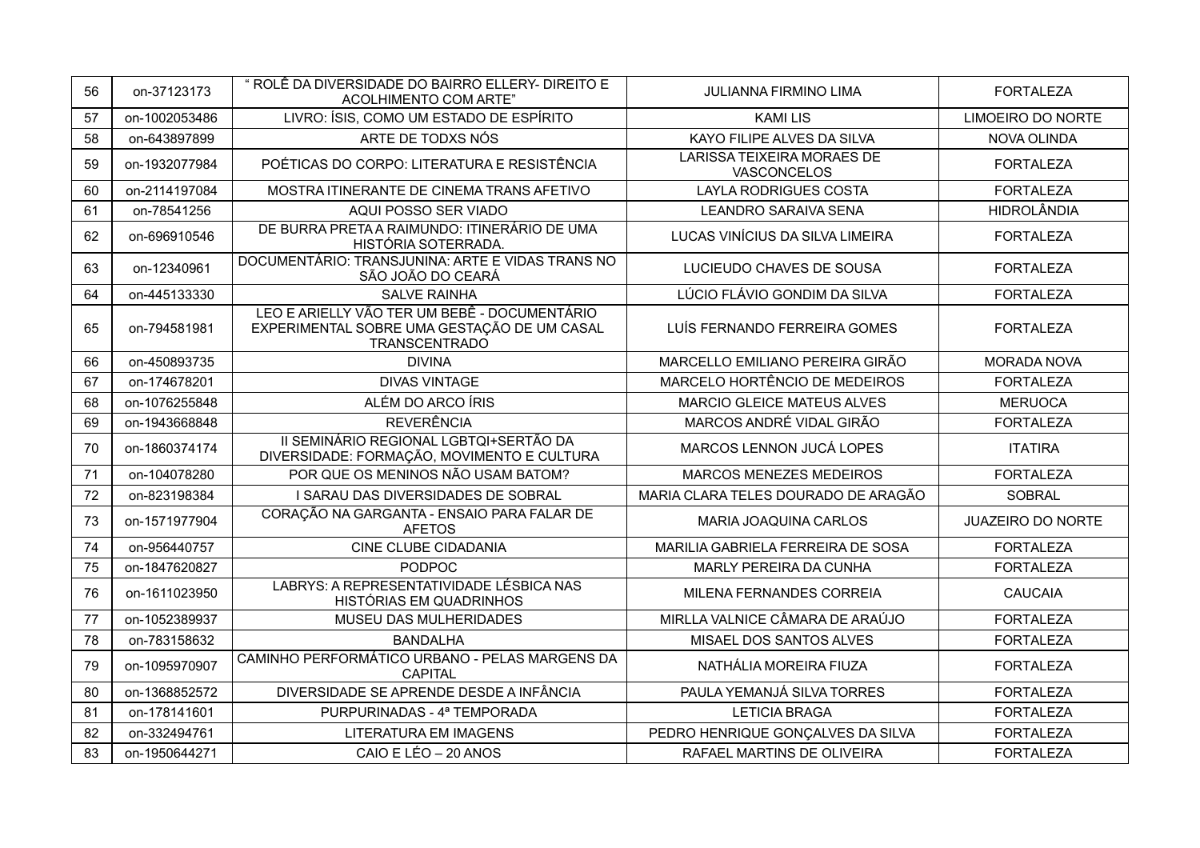| | | | | |
|---|---|---|---|---|
| 56 | on-37123173 | " ROLÊ DA DIVERSIDADE DO BAIRRO ELLERY- DIREITO E ACOLHIMENTO COM ARTE" | JULIANNA FIRMINO LIMA | FORTALEZA |
| 57 | on-1002053486 | LIVRO: ÍSIS, COMO UM ESTADO DE ESPÍRITO | KAMI LIS | LIMOEIRO DO NORTE |
| 58 | on-643897899 | ARTE DE TODXS NÓS | KAYO FILIPE ALVES DA SILVA | NOVA OLINDA |
| 59 | on-1932077984 | POÉTICAS DO CORPO: LITERATURA E RESISTÊNCIA | LARISSA TEIXEIRA MORAES DE VASCONCELOS | FORTALEZA |
| 60 | on-2114197084 | MOSTRA ITINERANTE DE CINEMA TRANS AFETIVO | LAYLA RODRIGUES COSTA | FORTALEZA |
| 61 | on-78541256 | AQUI POSSO SER VIADO | LEANDRO SARAIVA SENA | HIDROLÂNDIA |
| 62 | on-696910546 | DE BURRA PRETA A RAIMUNDO: ITINERÁRIO DE UMA HISTÓRIA SOTERRADA. | LUCAS VINÍCIUS DA SILVA LIMEIRA | FORTALEZA |
| 63 | on-12340961 | DOCUMENTÁRIO: TRANSJUNINA: ARTE E VIDAS TRANS NO SÃO JOÃO DO CEARÁ | LUCIEUDO CHAVES DE SOUSA | FORTALEZA |
| 64 | on-445133330 | SALVE RAINHA | LÚCIO FLÁVIO GONDIM DA SILVA | FORTALEZA |
| 65 | on-794581981 | LEO E ARIELLY VÃO TER UM BEBÊ - DOCUMENTÁRIO EXPERIMENTAL SOBRE UMA GESTAÇÃO DE UM CASAL TRANSCENTRADO | LUÍS FERNANDO FERREIRA GOMES | FORTALEZA |
| 66 | on-450893735 | DIVINA | MARCELLO EMILIANO PEREIRA GIRÃO | MORADA NOVA |
| 67 | on-174678201 | DIVAS VINTAGE | MARCELO HORTÊNCIO DE MEDEIROS | FORTALEZA |
| 68 | on-1076255848 | ALÉM DO ARCO ÍRIS | MARCIO GLEICE MATEUS ALVES | MERUOCA |
| 69 | on-1943668848 | REVERÊNCIA | MARCOS ANDRÉ VIDAL GIRÃO | FORTALEZA |
| 70 | on-1860374174 | II SEMINÁRIO REGIONAL LGBTQI+SERTÃO DA DIVERSIDADE: FORMAÇÃO, MOVIMENTO E CULTURA | MARCOS LENNON JUCÁ LOPES | ITATIRA |
| 71 | on-104078280 | POR QUE OS MENINOS NÃO USAM BATOM? | MARCOS MENEZES MEDEIROS | FORTALEZA |
| 72 | on-823198384 | I SARAU DAS DIVERSIDADES DE SOBRAL | MARIA CLARA TELES DOURADO DE ARAGÃO | SOBRAL |
| 73 | on-1571977904 | CORAÇÃO NA GARGANTA - ENSAIO PARA FALAR DE AFETOS | MARIA JOAQUINA CARLOS | JUAZEIRO DO NORTE |
| 74 | on-956440757 | CINE CLUBE CIDADANIA | MARILIA GABRIELA FERREIRA DE SOSA | FORTALEZA |
| 75 | on-1847620827 | PODPOC | MARLY PEREIRA DA CUNHA | FORTALEZA |
| 76 | on-1611023950 | LABRYS: A REPRESENTATIVIDADE LÉSBICA NAS HISTÓRIAS EM QUADRINHOS | MILENA FERNANDES CORREIA | CAUCAIA |
| 77 | on-1052389937 | MUSEU DAS MULHERIDADES | MIRLLA VALNICE CÂMARA DE ARAÚJO | FORTALEZA |
| 78 | on-783158632 | BANDALHA | MISAEL DOS SANTOS ALVES | FORTALEZA |
| 79 | on-1095970907 | CAMINHO PERFORMÁTICO URBANO - PELAS MARGENS DA CAPITAL | NATHÁLIA MOREIRA FIUZA | FORTALEZA |
| 80 | on-1368852572 | DIVERSIDADE SE APRENDE DESDE A INFÂNCIA | PAULA YEMANJÁ SILVA TORRES | FORTALEZA |
| 81 | on-178141601 | PURPURINADAS - 4ª TEMPORADA | LETICIA BRAGA | FORTALEZA |
| 82 | on-332494761 | LITERATURA EM IMAGENS | PEDRO HENRIQUE GONÇALVES DA SILVA | FORTALEZA |
| 83 | on-1950644271 | CAIO E LÉO – 20 ANOS | RAFAEL MARTINS DE OLIVEIRA | FORTALEZA |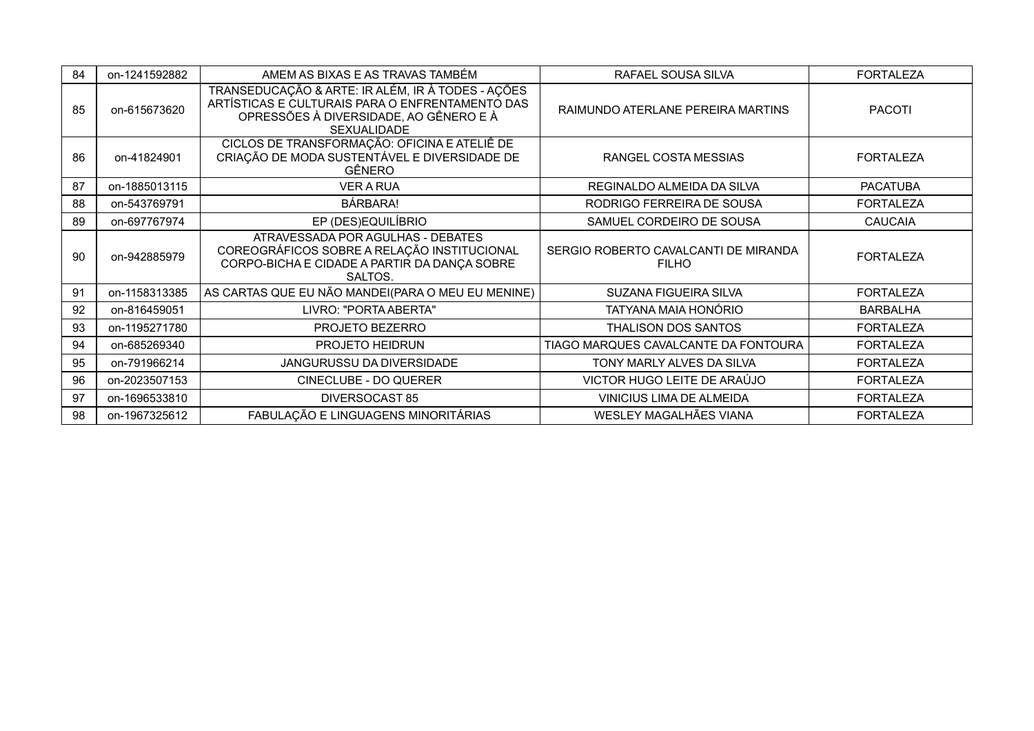| | | | | |
|---|---|---|---|---|
| 84 | on-1241592882 | AMEM AS BIXAS E AS TRAVAS TAMBÉM | RAFAEL SOUSA SILVA | FORTALEZA |
| 85 | on-615673620 | TRANSEDUCAÇÃO & ARTE: IR ALÉM, IR À TODES - AÇÕES ARTÍSTICAS E CULTURAIS PARA O ENFRENTAMENTO DAS OPRESSÕES À DIVERSIDADE, AO GÊNERO E À SEXUALIDADE | RAIMUNDO ATERLANE PEREIRA MARTINS | PACOTI |
| 86 | on-41824901 | CICLOS DE TRANSFORMAÇÃO: OFICINA E ATELIÊ DE CRIAÇÃO DE MODA SUSTENTÁVEL E DIVERSIDADE DE GÊNERO | RANGEL COSTA MESSIAS | FORTALEZA |
| 87 | on-1885013115 | VER A RUA | REGINALDO ALMEIDA DA SILVA | PACATUBA |
| 88 | on-543769791 | BÁRBARA! | RODRIGO FERREIRA DE SOUSA | FORTALEZA |
| 89 | on-697767974 | EP (DES)EQUILÍBRIO | SAMUEL CORDEIRO DE SOUSA | CAUCAIA |
| 90 | on-942885979 | ATRAVESSADA POR AGULHAS - DEBATES COREOGRÁFICOS SOBRE A RELAÇÃO INSTITUCIONAL CORPO-BICHA E CIDADE A PARTIR DA DANÇA SOBRE SALTOS. | SERGIO ROBERTO CAVALCANTI DE MIRANDA FILHO | FORTALEZA |
| 91 | on-1158313385 | AS CARTAS QUE EU NÃO MANDEI(PARA O MEU EU MENINE) | SUZANA FIGUEIRA SILVA | FORTALEZA |
| 92 | on-816459051 | LIVRO: "PORTA ABERTA" | TATYANA MAIA HONÓRIO | BARBALHA |
| 93 | on-1195271780 | PROJETO BEZERRO | THALISON DOS SANTOS | FORTALEZA |
| 94 | on-685269340 | PROJETO HEIDRUN | TIAGO MARQUES CAVALCANTE DA FONTOURA | FORTALEZA |
| 95 | on-791966214 | JANGURUSSU DA DIVERSIDADE | TONY MARLY ALVES DA SILVA | FORTALEZA |
| 96 | on-2023507153 | CINECLUBE - DO QUERER | VICTOR HUGO LEITE DE ARAÚJO | FORTALEZA |
| 97 | on-1696533810 | DIVERSOCAST 85 | VINICIUS LIMA DE ALMEIDA | FORTALEZA |
| 98 | on-1967325612 | FABULAÇÃO E LINGUAGENS MINORITÁRIAS | WESLEY MAGALHÃES VIANA | FORTALEZA |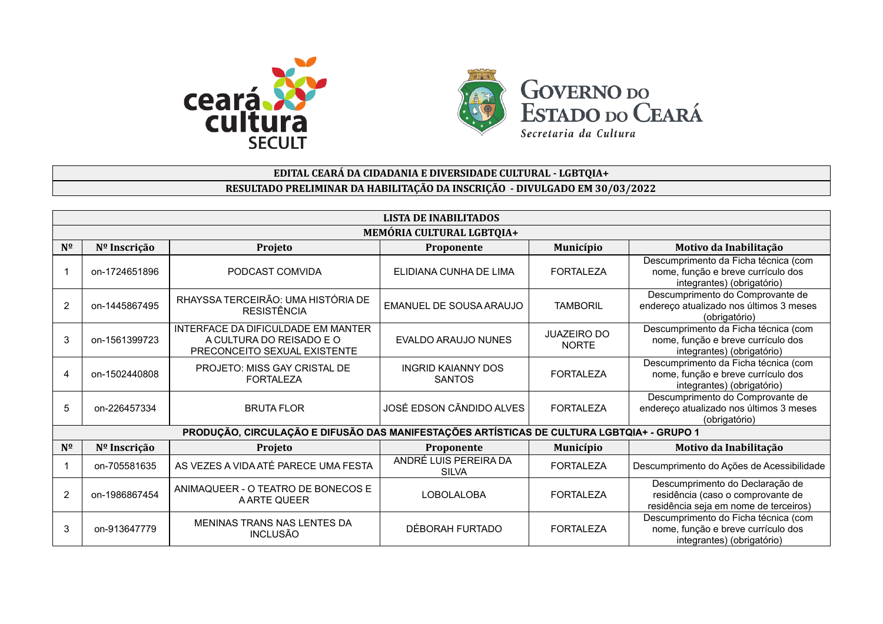**EDITAL CEARÁ DA CIDADANIA E DIVERSIDADE CULTURAL - LGBTQIA+**

**RESULTADO PRELIMINAR DA HABILITAÇÃO DA INSCRIÇÃO - DIVULGADO EM 30/03/2022**

| LISTA DE INABILITADOS | | | | | |
|---|---|---|---|---|---|
| **MEMÓRIA CULTURAL LGBTQIA+** | | | | | |
| **Nº** | **Nº Inscrição** | **Projeto** | **Proponente** | **Município** | **Motivo da Inabilitação** |
| 1 | on-1724651896 | PODCAST COMVIDA | ELIDIANA CUNHA DE LIMA | FORTALEZA | Descumprimento da Ficha técnica (com nome, função e breve currículo dos integrantes) (obrigatório) |
| 2 | on-1445867495 | RHAYSSA TERCEIRÃO: UMA HISTÓRIA DE RESISTÊNCIA | EMANUEL DE SOUSA ARAUJO | TAMBORIL | Descumprimento do Comprovante de endereço atualizado nos últimos 3 meses (obrigatório) |
| 3 | on-1561399723 | INTERFACE DA DIFICULDADE EM MANTER A CULTURA DO REISADO E O PRECONCEITO SEXUAL EXISTENTE | EVALDO ARAUJO NUNES | JUAZEIRO DO NORTE | Descumprimento da Ficha técnica (com nome, função e breve currículo dos integrantes) (obrigatório) |
| 4 | on-1502440808 | PROJETO: MISS GAY CRISTAL DE FORTALEZA | INGRID KAIANNY DOS SANTOS | FORTALEZA | Descumprimento da Ficha técnica (com nome, função e breve currículo dos integrantes) (obrigatório) |
| 5 | on-226457334 | BRUTA FLOR | JOSÉ EDSON CÃNDIDO ALVES | FORTALEZA | Descumprimento do Comprovante de endereço atualizado nos últimos 3 meses (obrigatório) |
| **PRODUÇÃO, CIRCULAÇÃO E DIFUSÃO DAS MANIFESTAÇÕES ARTÍSTICAS DE CULTURA LGBTQIA+ - GRUPO 1** | | | | | |
| **Nº** | **Nº Inscrição** | **Projeto** | **Proponente** | **Município** | **Motivo da Inabilitação** |
| 1 | on-705581635 | AS VEZES A VIDA ATÉ PARECE UMA FESTA | ANDRÉ LUIS PEREIRA DA SILVA | FORTALEZA | Descumprimento do Ações de Acessibilidade |
| 2 | on-1986867454 | ANIMAQUEER - O TEATRO DE BONECOS E A ARTE QUEER | LOBOLALOBA | FORTALEZA | Descumprimento do Declaração de residência (caso o comprovante de residência seja em nome de terceiros) |
| 3 | on-913647779 | MENINAS TRANS NAS LENTES DA INCLUSÃO | DÉBORAH FURTADO | FORTALEZA | Descumprimento do Ficha técnica (com nome, função e breve currículo dos integrantes) (obrigatório) |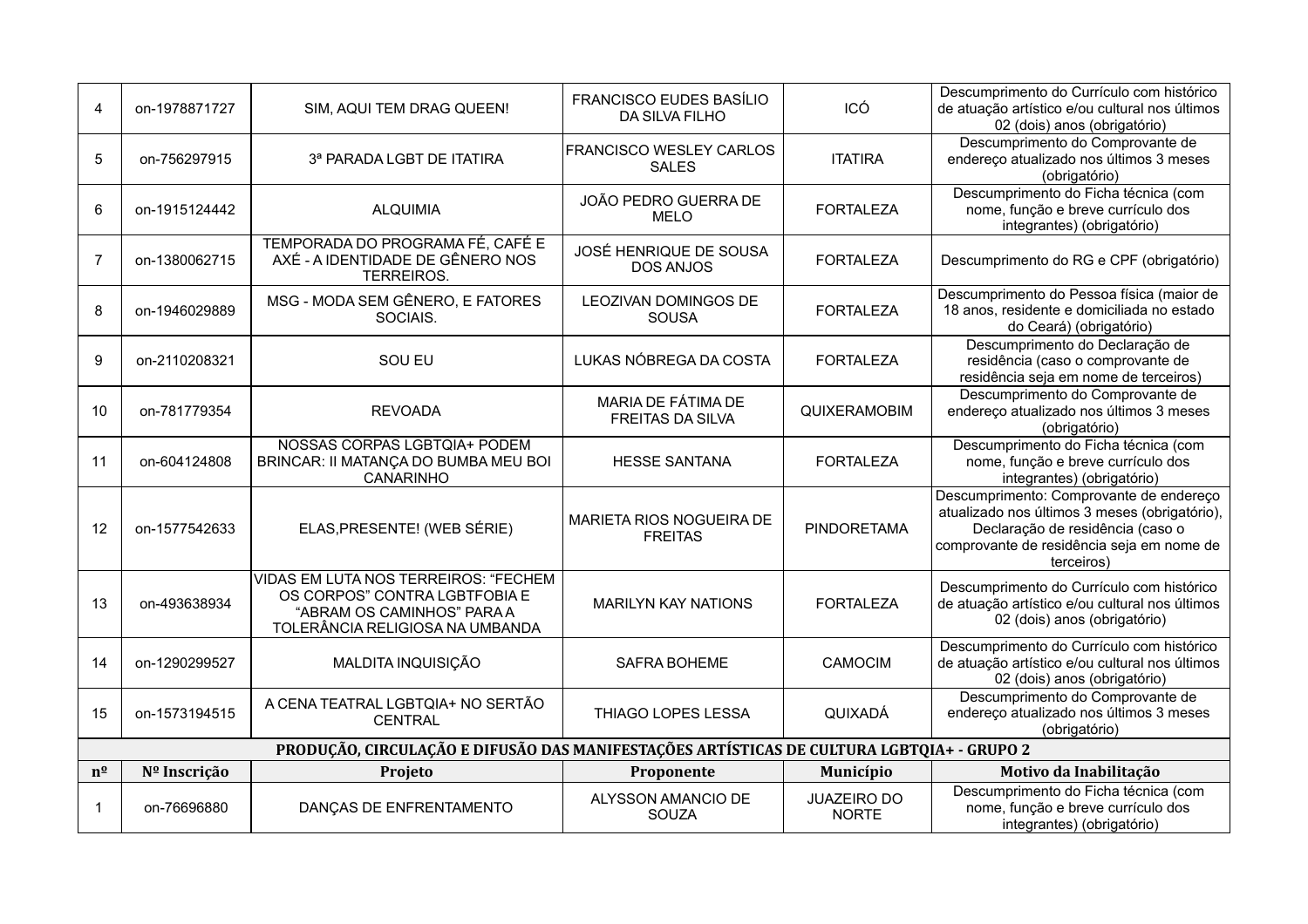| | | | | | |
|---|---|---|---|---|---|
| 4 | on-1978871727 | SIM, AQUI TEM DRAG QUEEN! | FRANCISCO EUDES BASÍLIO DA SILVA FILHO | ICÓ | Descumprimento do Currículo com histórico de atuação artístico e/ou cultural nos últimos 02 (dois) anos (obrigatório) |
| 5 | on-756297915 | 3ª PARADA LGBT DE ITATIRA | FRANCISCO WESLEY CARLOS SALES | ITATIRA | Descumprimento do Comprovante de endereço atualizado nos últimos 3 meses (obrigatório) |
| 6 | on-1915124442 | ALQUIMIA | JOÃO PEDRO GUERRA DE MELO | FORTALEZA | Descumprimento do Ficha técnica (com nome, função e breve currículo dos integrantes) (obrigatório) |
| 7 | on-1380062715 | TEMPORADA DO PROGRAMA FÉ, CAFÉ E AXÉ - A IDENTIDADE DE GÊNERO NOS TERREIROS. | JOSÉ HENRIQUE DE SOUSA DOS ANJOS | FORTALEZA | Descumprimento do RG e CPF (obrigatório) |
| 8 | on-1946029889 | MSG - MODA SEM GÊNERO, E FATORES SOCIAIS. | LEOZIVAN DOMINGOS DE SOUSA | FORTALEZA | Descumprimento do Pessoa física (maior de 18 anos, residente e domiciliada no estado do Ceará) (obrigatório) |
| 9 | on-2110208321 | SOU EU | LUKAS NÓBREGA DA COSTA | FORTALEZA | Descumprimento do Declaração de residência (caso o comprovante de residência seja em nome de terceiros) |
| 10 | on-781779354 | REVOADA | MARIA DE FÁTIMA DE FREITAS DA SILVA | QUIXERAMOBIM | Descumprimento do Comprovante de endereço atualizado nos últimos 3 meses (obrigatório) |
| 11 | on-604124808 | NOSSAS CORPAS LGBTQIA+ PODEM BRINCAR: II MATANÇA DO BUMBA MEU BOI CANARINHO | HESSE SANTANA | FORTALEZA | Descumprimento do Ficha técnica (com nome, função e breve currículo dos integrantes) (obrigatório) |
| 12 | on-1577542633 | ELAS,PRESENTE! (WEB SÉRIE) | MARIETA RIOS NOGUEIRA DE FREITAS | PINDORETAMA | Descumprimento: Comprovante de endereço atualizado nos últimos 3 meses (obrigatório), Declaração de residência (caso o comprovante de residência seja em nome de terceiros) |
| 13 | on-493638934 | VIDAS EM LUTA NOS TERREIROS: "FECHEM OS CORPOS" CONTRA LGBTFOBIA E "ABRAM OS CAMINHOS" PARA A TOLERÂNCIA RELIGIOSA NA UMBANDA | MARILYN KAY NATIONS | FORTALEZA | Descumprimento do Currículo com histórico de atuação artístico e/ou cultural nos últimos 02 (dois) anos (obrigatório) |
| 14 | on-1290299527 | MALDITA INQUISIÇÃO | SAFRA BOHEME | CAMOCIM | Descumprimento do Currículo com histórico de atuação artístico e/ou cultural nos últimos 02 (dois) anos (obrigatório) |
| 15 | on-1573194515 | A CENA TEATRAL LGBTQIA+ NO SERTÃO CENTRAL | THIAGO LOPES LESSA | QUIXADÁ | Descumprimento do Comprovante de endereço atualizado nos últimos 3 meses (obrigatório) |

**PRODUÇÃO, CIRCULAÇÃO E DIFUSÃO DAS MANIFESTAÇÕES ARTÍSTICAS DE CULTURA LGBTQIA+ - GRUPO 2**

| nº | Nº Inscrição | Projeto | Proponente | Município | Motivo da Inabilitação |
|---|---|---|---|---|---|
| 1 | on-76696880 | DANÇAS DE ENFRENTAMENTO | ALYSSON AMANCIO DE SOUZA | JUAZEIRO DO NORTE | Descumprimento do Ficha técnica (com nome, função e breve currículo dos integrantes) (obrigatório) |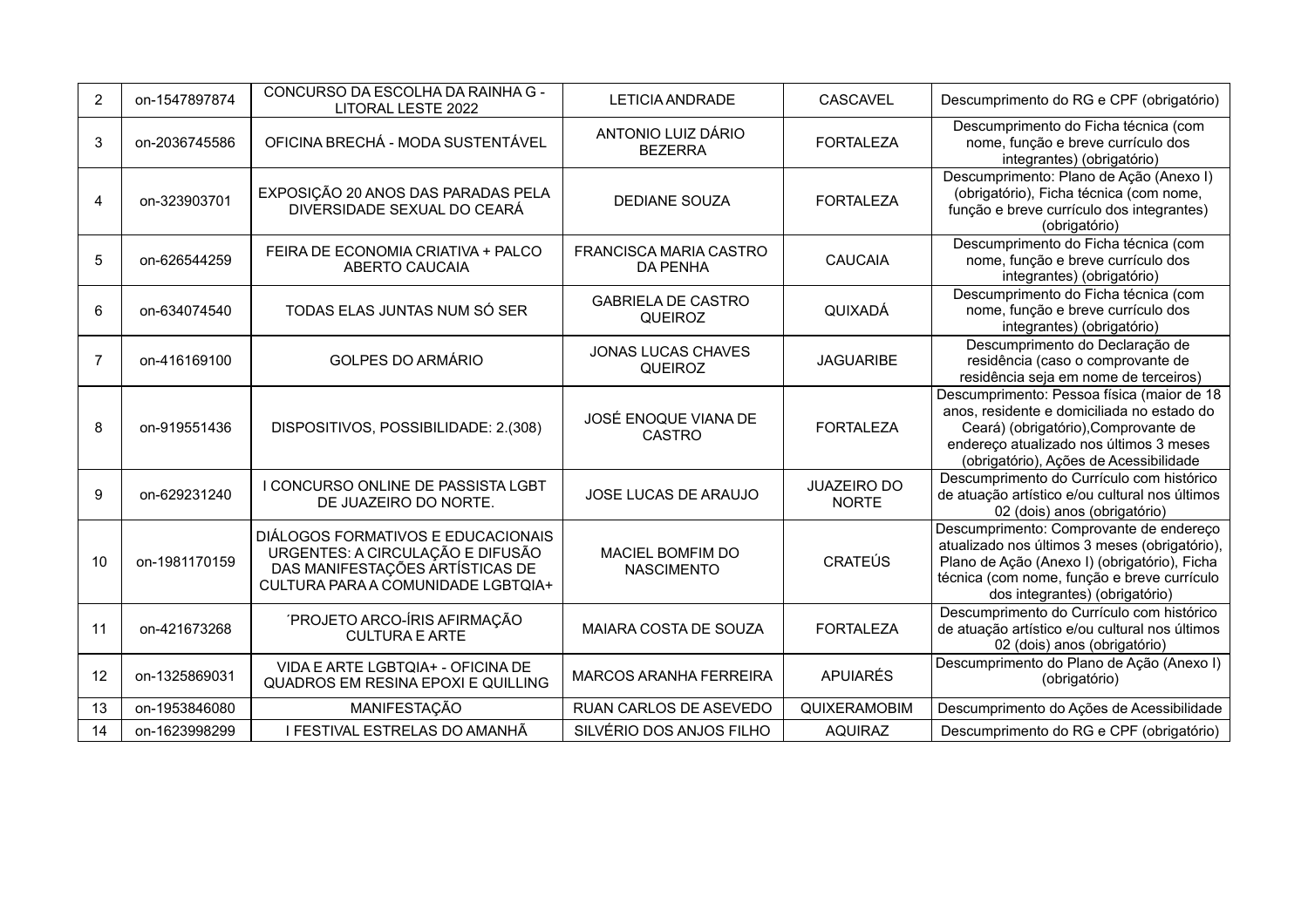| | | | | | |
|---|---|---|---|---|---|
| 2 | on-1547897874 | CONCURSO DA ESCOLHA DA RAINHA G - LITORAL LESTE 2022 | LETICIA ANDRADE | CASCAVEL | Descumprimento do RG e CPF (obrigatório) |
| 3 | on-2036745586 | OFICINA BRECHÁ - MODA SUSTENTÁVEL | ANTONIO LUIZ DÁRIO BEZERRA | FORTALEZA | Descumprimento do Ficha técnica (com nome, função e breve currículo dos integrantes) (obrigatório) |
| 4 | on-323903701 | EXPOSIÇÃO 20 ANOS DAS PARADAS PELA DIVERSIDADE SEXUAL DO CEARÁ | DEDIANE SOUZA | FORTALEZA | Descumprimento: Plano de Ação (Anexo I) (obrigatório), Ficha técnica (com nome, função e breve currículo dos integrantes) (obrigatório) |
| 5 | on-626544259 | FEIRA DE ECONOMIA CRIATIVA + PALCO ABERTO CAUCAIA | FRANCISCA MARIA CASTRO DA PENHA | CAUCAIA | Descumprimento do Ficha técnica (com nome, função e breve currículo dos integrantes) (obrigatório) |
| 6 | on-634074540 | TODAS ELAS JUNTAS NUM SÓ SER | GABRIELA DE CASTRO QUEIROZ | QUIXADÁ | Descumprimento do Ficha técnica (com nome, função e breve currículo dos integrantes) (obrigatório) |
| 7 | on-416169100 | GOLPES DO ARMÁRIO | JONAS LUCAS CHAVES QUEIROZ | JAGUARIBE | Descumprimento do Declaração de residência (caso o comprovante de residência seja em nome de terceiros) |
| 8 | on-919551436 | DISPOSITIVOS, POSSIBILIDADE: 2.(308) | JOSÉ ENOQUE VIANA DE CASTRO | FORTALEZA | Descumprimento: Pessoa física (maior de 18 anos, residente e domiciliada no estado do Ceará) (obrigatório),Comprovante de endereço atualizado nos últimos 3 meses (obrigatório), Ações de Acessibilidade |
| 9 | on-629231240 | I CONCURSO ONLINE DE PASSISTA LGBT DE JUAZEIRO DO NORTE. | JOSE LUCAS DE ARAUJO | JUAZEIRO DO NORTE | Descumprimento do Currículo com histórico de atuação artístico e/ou cultural nos últimos 02 (dois) anos (obrigatório) |
| 10 | on-1981170159 | DIÁLOGOS FORMATIVOS E EDUCACIONAIS URGENTES: A CIRCULAÇÃO E DIFUSÃO DAS MANIFESTAÇÕES ARTÍSTICAS DE CULTURA PARA A COMUNIDADE LGBTQIA+ | MACIEL BOMFIM DO NASCIMENTO | CRATEÚS | Descumprimento: Comprovante de endereço atualizado nos últimos 3 meses (obrigatório), Plano de Ação (Anexo I) (obrigatório), Ficha técnica (com nome, função e breve currículo dos integrantes) (obrigatório) |
| 11 | on-421673268 | ´PROJETO ARCO-ÍRIS AFIRMAÇÃO CULTURA E ARTE | MAIARA COSTA DE SOUZA | FORTALEZA | Descumprimento do Currículo com histórico de atuação artístico e/ou cultural nos últimos 02 (dois) anos (obrigatório) |
| 12 | on-1325869031 | VIDA E ARTE LGBTQIA+ - OFICINA DE QUADROS EM RESINA EPOXI E QUILLING | MARCOS ARANHA FERREIRA | APUIARÉS | Descumprimento do Plano de Ação (Anexo I) (obrigatório) |
| 13 | on-1953846080 | MANIFESTAÇÃO | RUAN CARLOS DE ASEVEDO | QUIXERAMOBIM | Descumprimento do Ações de Acessibilidade |
| 14 | on-1623998299 | I FESTIVAL ESTRELAS DO AMANHÃ | SILVÉRIO DOS ANJOS FILHO | AQUIRAZ | Descumprimento do RG e CPF (obrigatório) |